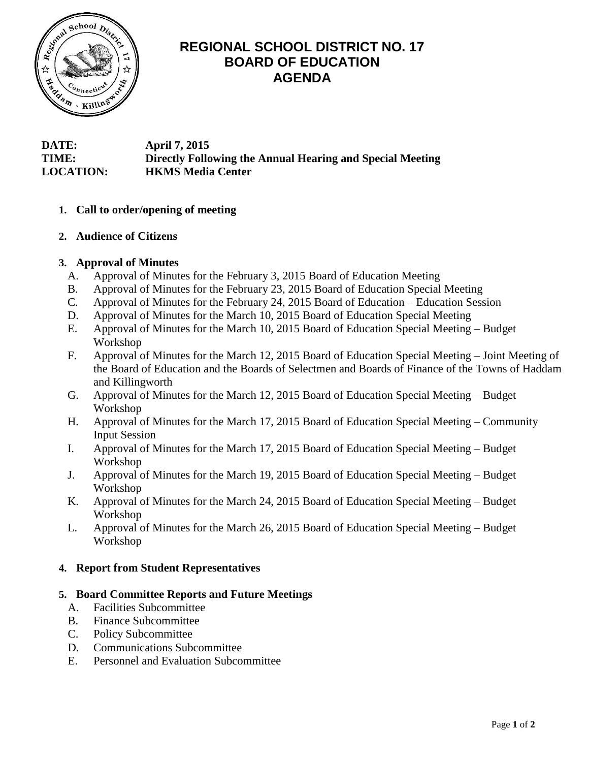# REGIONAL SCHOOL DISTRICT NO. 17
# BOARD OF EDUCATION
# AGENDA

**DATE:** April 7, 2015
**TIME:** Directly Following the Annual Hearing and Special Meeting
**LOCATION:** HKMS Media Center

1. **Call to order/opening of meeting**

2. **Audience of Citizens**

3. **Approval of Minutes**
   - A. Approval of Minutes for the February 3, 2015 Board of Education Meeting
   - B. Approval of Minutes for the February 23, 2015 Board of Education Special Meeting
   - C. Approval of Minutes for the February 24, 2015 Board of Education – Education Session
   - D. Approval of Minutes for the March 10, 2015 Board of Education Special Meeting
   - E. Approval of Minutes for the March 10, 2015 Board of Education Special Meeting – Budget Workshop
   - F. Approval of Minutes for the March 12, 2015 Board of Education Special Meeting – Joint Meeting of the Board of Education and the Boards of Selectmen and Boards of Finance of the Towns of Haddam and Killingworth
   - G. Approval of Minutes for the March 12, 2015 Board of Education Special Meeting – Budget Workshop
   - H. Approval of Minutes for the March 17, 2015 Board of Education Special Meeting – Community Input Session
   - I. Approval of Minutes for the March 17, 2015 Board of Education Special Meeting – Budget Workshop
   - J. Approval of Minutes for the March 19, 2015 Board of Education Special Meeting – Budget Workshop
   - K. Approval of Minutes for the March 24, 2015 Board of Education Special Meeting – Budget Workshop
   - L. Approval of Minutes for the March 26, 2015 Board of Education Special Meeting – Budget Workshop

4. **Report from Student Representatives**

5. **Board Committee Reports and Future Meetings**
   - A. Facilities Subcommittee
   - B. Finance Subcommittee
   - C. Policy Subcommittee
   - D. Communications Subcommittee
   - E. Personnel and Evaluation Subcommittee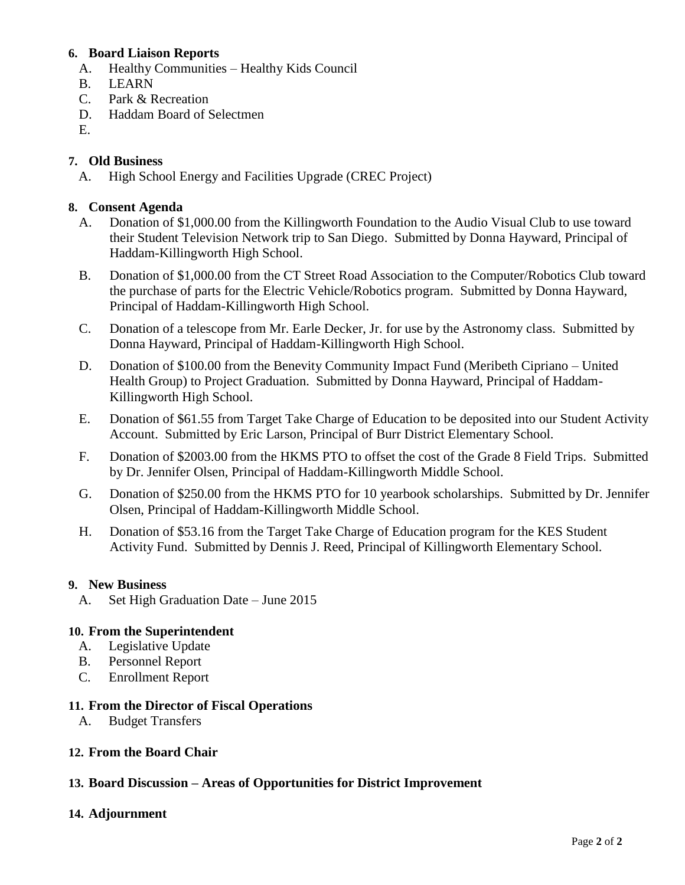**6. Board Liaison Reports**

A. Healthy Communities – Healthy Kids Council
B. LEARN
C. Park & Recreation
D. Haddam Board of Selectmen
E.

**7. Old Business**

A. High School Energy and Facilities Upgrade (CREC Project)

**8. Consent Agenda**

A. Donation of $1,000.00 from the Killingworth Foundation to the Audio Visual Club to use toward their Student Television Network trip to San Diego. Submitted by Donna Hayward, Principal of Haddam-Killingworth High School.

B. Donation of $1,000.00 from the CT Street Road Association to the Computer/Robotics Club toward the purchase of parts for the Electric Vehicle/Robotics program. Submitted by Donna Hayward, Principal of Haddam-Killingworth High School.

C. Donation of a telescope from Mr. Earle Decker, Jr. for use by the Astronomy class. Submitted by Donna Hayward, Principal of Haddam-Killingworth High School.

D. Donation of $100.00 from the Benevity Community Impact Fund (Meribeth Cipriano – United Health Group) to Project Graduation. Submitted by Donna Hayward, Principal of Haddam-Killingworth High School.

E. Donation of $61.55 from Target Take Charge of Education to be deposited into our Student Activity Account. Submitted by Eric Larson, Principal of Burr District Elementary School.

F. Donation of $2003.00 from the HKMS PTO to offset the cost of the Grade 8 Field Trips. Submitted by Dr. Jennifer Olsen, Principal of Haddam-Killingworth Middle School.

G. Donation of $250.00 from the HKMS PTO for 10 yearbook scholarships. Submitted by Dr. Jennifer Olsen, Principal of Haddam-Killingworth Middle School.

H. Donation of $53.16 from the Target Take Charge of Education program for the KES Student Activity Fund. Submitted by Dennis J. Reed, Principal of Killingworth Elementary School.

**9. New Business**

A. Set High Graduation Date – June 2015

**10. From the Superintendent**

A. Legislative Update
B. Personnel Report
C. Enrollment Report

**11. From the Director of Fiscal Operations**

A. Budget Transfers

**12. From the Board Chair**

**13. Board Discussion – Areas of Opportunities for District Improvement**

**14. Adjournment**